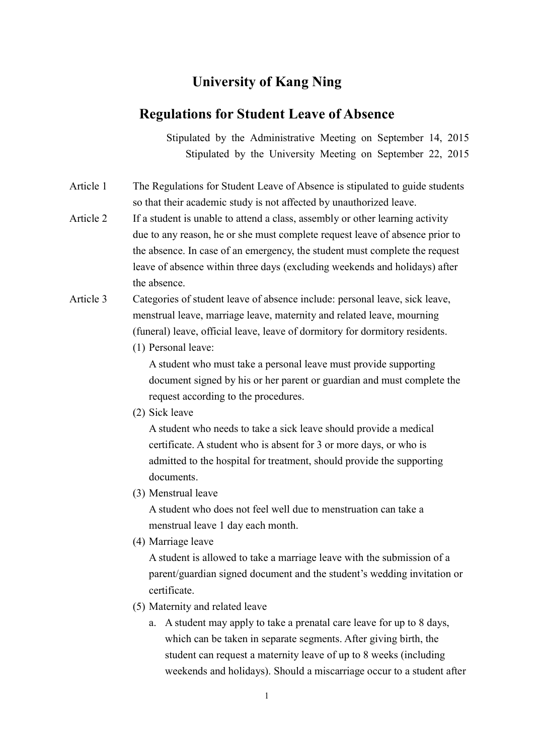# University of Kang Ning

## Regulations for Student Leave of Absence

Stipulated by the Administrative Meeting on September 14, 2015
Stipulated by the University Meeting on September 22, 2015

**Article 1** The Regulations for Student Leave of Absence is stipulated to guide students so that their academic study is not affected by unauthorized leave.

**Article 2** If a student is unable to attend a class, assembly or other learning activity due to any reason, he or she must complete request leave of absence prior to the absence. In case of an emergency, the student must complete the request leave of absence within three days (excluding weekends and holidays) after the absence.

**Article 3** Categories of student leave of absence include: personal leave, sick leave, menstrual leave, marriage leave, maternity and related leave, mourning (funeral) leave, official leave, leave of dormitory for dormitory residents.

(1) Personal leave:

A student who must take a personal leave must provide supporting document signed by his or her parent or guardian and must complete the request according to the procedures.

(2) Sick leave

A student who needs to take a sick leave should provide a medical certificate. A student who is absent for 3 or more days, or who is admitted to the hospital for treatment, should provide the supporting documents.

(3) Menstrual leave

A student who does not feel well due to menstruation can take a menstrual leave 1 day each month.

(4) Marriage leave

A student is allowed to take a marriage leave with the submission of a parent/guardian signed document and the student's wedding invitation or certificate.

(5) Maternity and related leave

a. A student may apply to take a prenatal care leave for up to 8 days, which can be taken in separate segments. After giving birth, the student can request a maternity leave of up to 8 weeks (including weekends and holidays). Should a miscarriage occur to a student after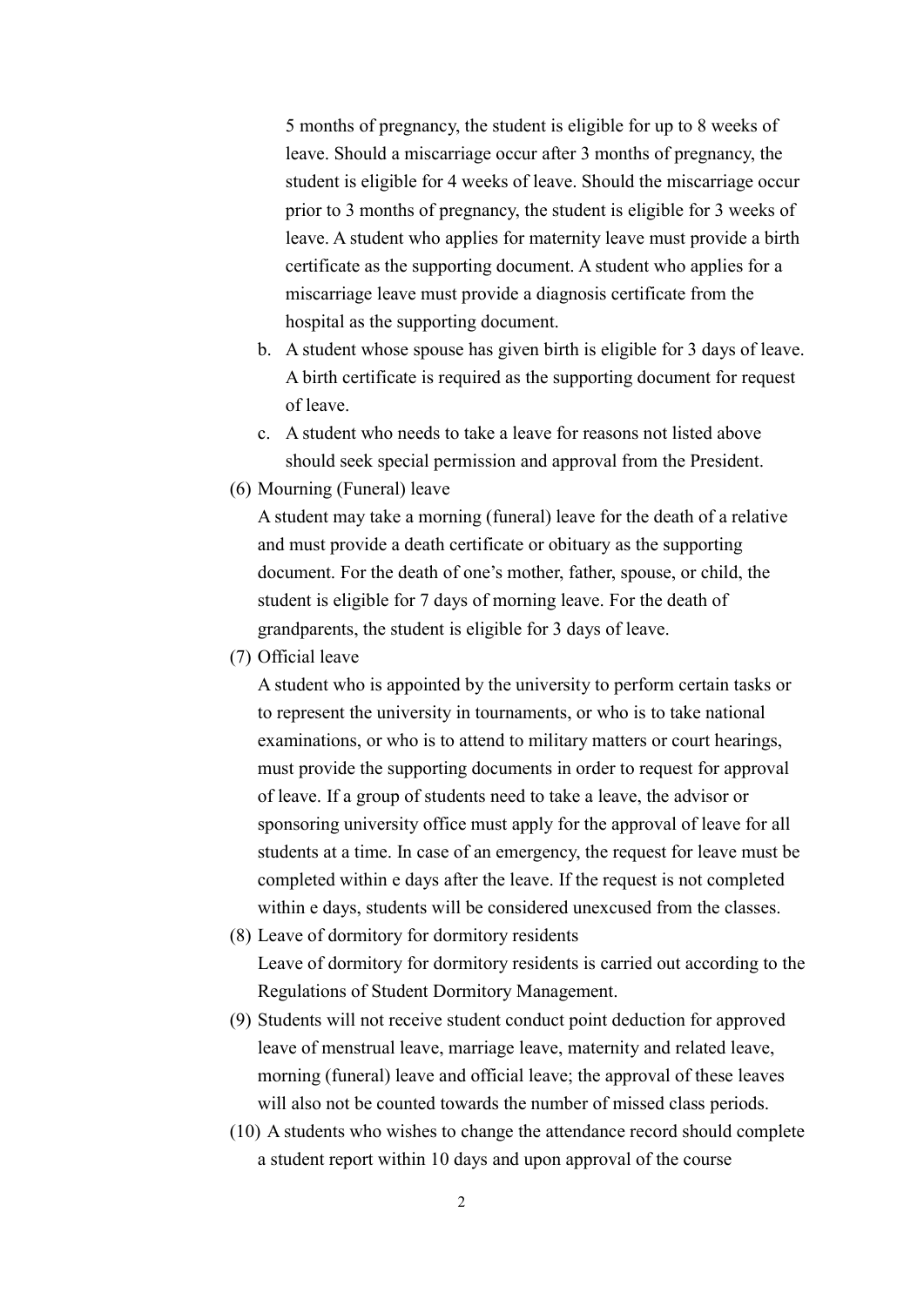5 months of pregnancy, the student is eligible for up to 8 weeks of leave. Should a miscarriage occur after 3 months of pregnancy, the student is eligible for 4 weeks of leave. Should the miscarriage occur prior to 3 months of pregnancy, the student is eligible for 3 weeks of leave. A student who applies for maternity leave must provide a birth certificate as the supporting document. A student who applies for a miscarriage leave must provide a diagnosis certificate from the hospital as the supporting document.

b. A student whose spouse has given birth is eligible for 3 days of leave. A birth certificate is required as the supporting document for request of leave.

c. A student who needs to take a leave for reasons not listed above should seek special permission and approval from the President.

(6) Mourning (Funeral) leave

A student may take a morning (funeral) leave for the death of a relative and must provide a death certificate or obituary as the supporting document. For the death of one's mother, father, spouse, or child, the student is eligible for 7 days of morning leave. For the death of grandparents, the student is eligible for 3 days of leave.

(7) Official leave

A student who is appointed by the university to perform certain tasks or to represent the university in tournaments, or who is to take national examinations, or who is to attend to military matters or court hearings, must provide the supporting documents in order to request for approval of leave. If a group of students need to take a leave, the advisor or sponsoring university office must apply for the approval of leave for all students at a time. In case of an emergency, the request for leave must be completed within e days after the leave. If the request is not completed within e days, students will be considered unexcused from the classes.

(8) Leave of dormitory for dormitory residents

Leave of dormitory for dormitory residents is carried out according to the Regulations of Student Dormitory Management.

(9) Students will not receive student conduct point deduction for approved leave of menstrual leave, marriage leave, maternity and related leave, morning (funeral) leave and official leave; the approval of these leaves will also not be counted towards the number of missed class periods.

(10) A students who wishes to change the attendance record should complete a student report within 10 days and upon approval of the course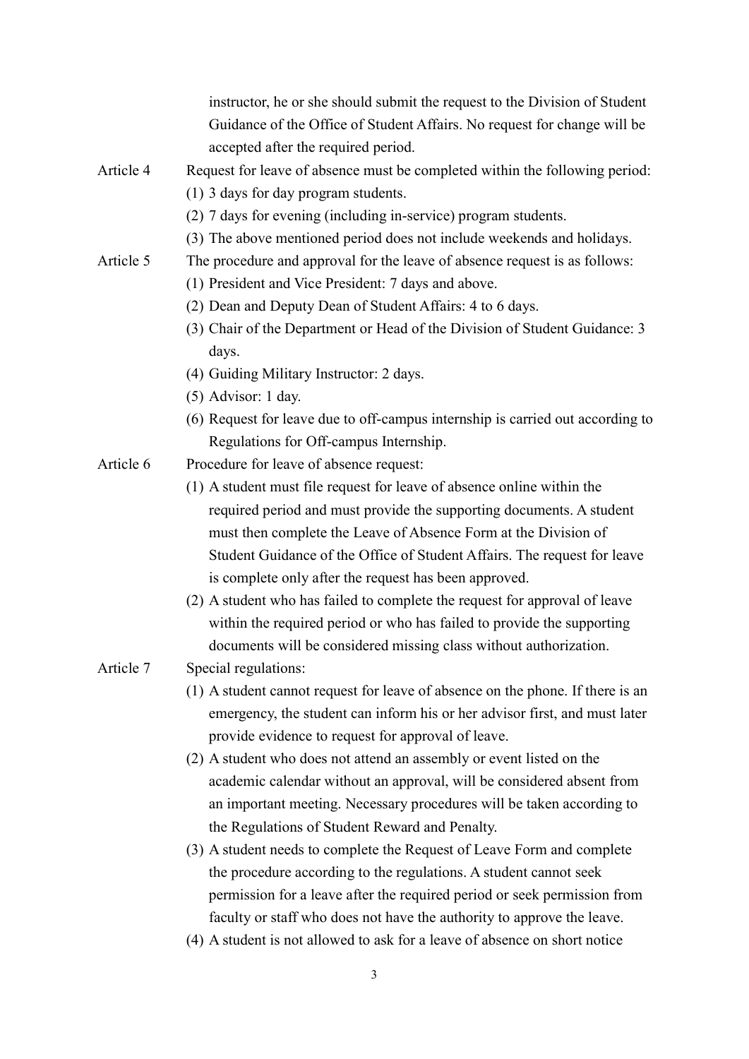instructor, he or she should submit the request to the Division of Student Guidance of the Office of Student Affairs. No request for change will be accepted after the required period.

Article 4 Request for leave of absence must be completed within the following period:

(1) 3 days for day program students.

(2) 7 days for evening (including in-service) program students.

(3) The above mentioned period does not include weekends and holidays.

Article 5 The procedure and approval for the leave of absence request is as follows:

(1) President and Vice President: 7 days and above.

(2) Dean and Deputy Dean of Student Affairs: 4 to 6 days.

(3) Chair of the Department or Head of the Division of Student Guidance: 3 days.

(4) Guiding Military Instructor: 2 days.

(5) Advisor: 1 day.

(6) Request for leave due to off-campus internship is carried out according to Regulations for Off-campus Internship.

Article 6 Procedure for leave of absence request:

(1) A student must file request for leave of absence online within the required period and must provide the supporting documents. A student must then complete the Leave of Absence Form at the Division of Student Guidance of the Office of Student Affairs. The request for leave is complete only after the request has been approved.

(2) A student who has failed to complete the request for approval of leave within the required period or who has failed to provide the supporting documents will be considered missing class without authorization.

Article 7 Special regulations:

(1) A student cannot request for leave of absence on the phone. If there is an emergency, the student can inform his or her advisor first, and must later provide evidence to request for approval of leave.

(2) A student who does not attend an assembly or event listed on the academic calendar without an approval, will be considered absent from an important meeting. Necessary procedures will be taken according to the Regulations of Student Reward and Penalty.

(3) A student needs to complete the Request of Leave Form and complete the procedure according to the regulations. A student cannot seek permission for a leave after the required period or seek permission from faculty or staff who does not have the authority to approve the leave.

(4) A student is not allowed to ask for a leave of absence on short notice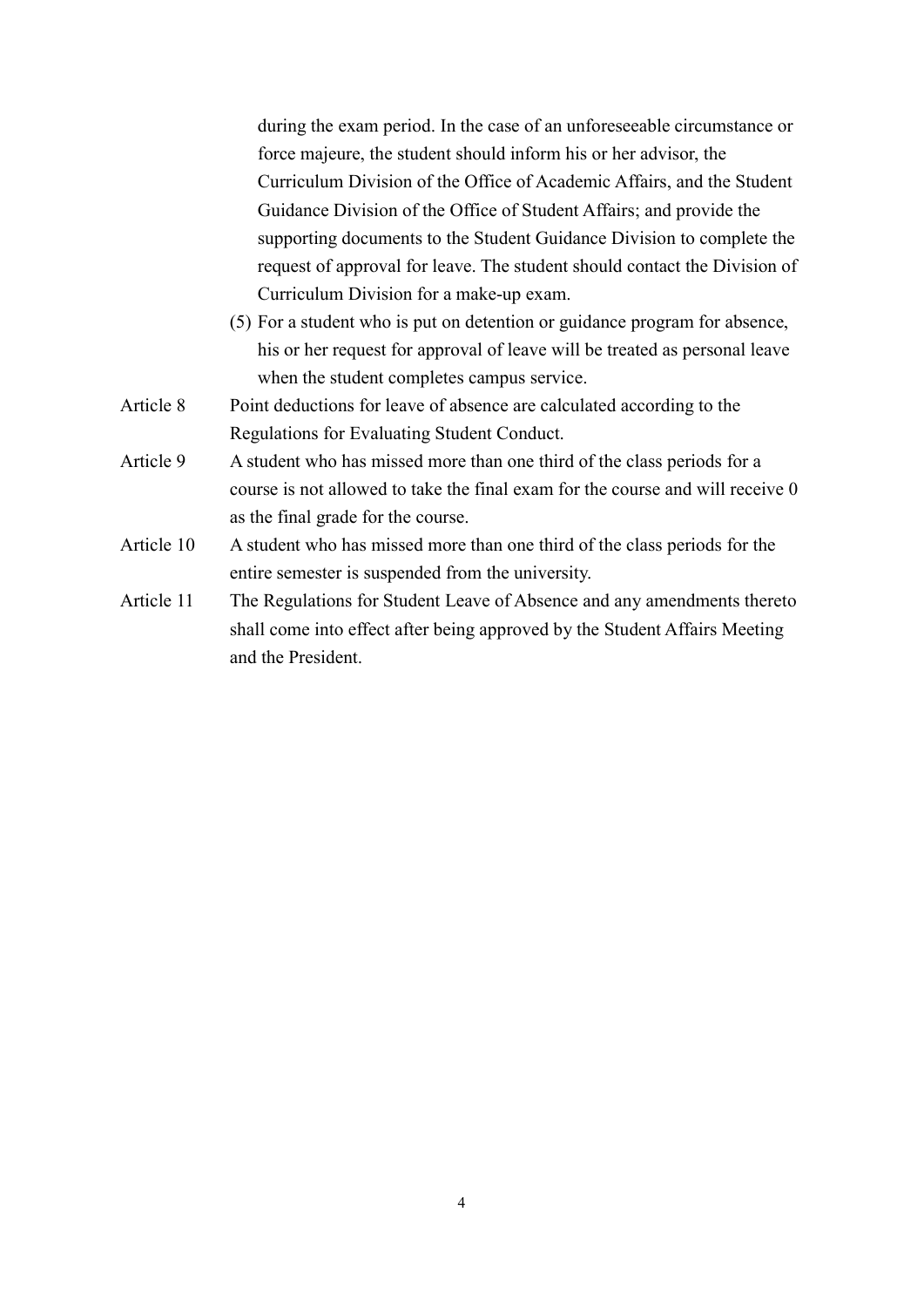during the exam period. In the case of an unforeseeable circumstance or force majeure, the student should inform his or her advisor, the Curriculum Division of the Office of Academic Affairs, and the Student Guidance Division of the Office of Student Affairs; and provide the supporting documents to the Student Guidance Division to complete the request of approval for leave. The student should contact the Division of Curriculum Division for a make-up exam.

(5) For a student who is put on detention or guidance program for absence, his or her request for approval of leave will be treated as personal leave when the student completes campus service.

Article 8 Point deductions for leave of absence are calculated according to the Regulations for Evaluating Student Conduct.

Article 9 A student who has missed more than one third of the class periods for a course is not allowed to take the final exam for the course and will receive 0 as the final grade for the course.

Article 10 A student who has missed more than one third of the class periods for the entire semester is suspended from the university.

Article 11 The Regulations for Student Leave of Absence and any amendments thereto shall come into effect after being approved by the Student Affairs Meeting and the President.